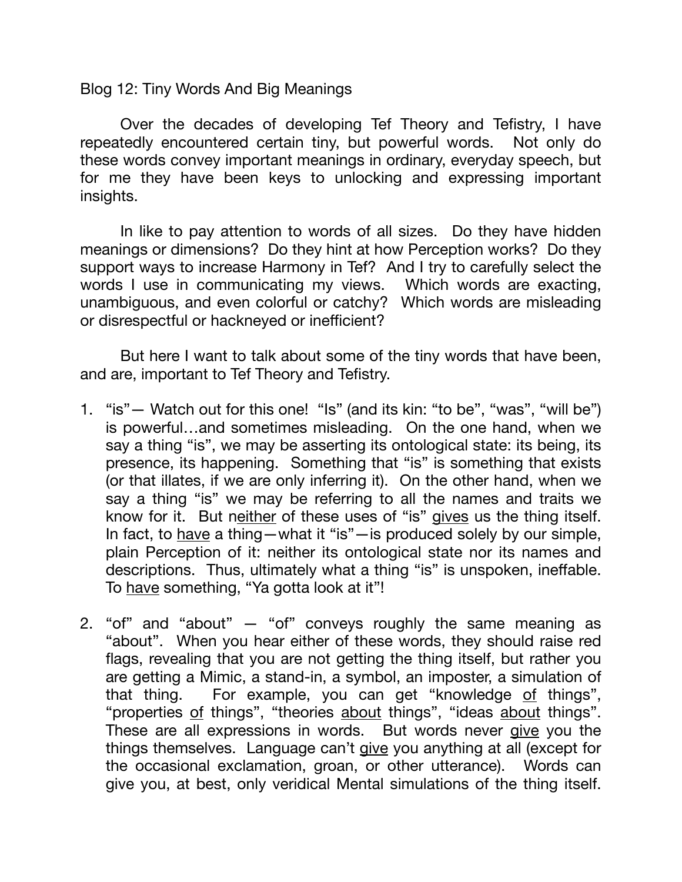Blog 12: Tiny Words And Big Meanings

Over the decades of developing Tef Theory and Tefistry, I have repeatedly encountered certain tiny, but powerful words. Not only do these words convey important meanings in ordinary, everyday speech, but for me they have been keys to unlocking and expressing important insights.

In like to pay attention to words of all sizes. Do they have hidden meanings or dimensions? Do they hint at how Perception works? Do they support ways to increase Harmony in Tef? And I try to carefully select the words I use in communicating my views. Which words are exacting, unambiguous, and even colorful or catchy? Which words are misleading or disrespectful or hackneyed or inefficient?

But here I want to talk about some of the tiny words that have been, and are, important to Tef Theory and Tefistry.

1. "is"— Watch out for this one! "Is" (and its kin: "to be", "was", "will be") is powerful…and sometimes misleading. On the one hand, when we say a thing "is", we may be asserting its ontological state: its being, its presence, its happening. Something that "is" is something that exists (or that illates, if we are only inferring it). On the other hand, when we say a thing "is" we may be referring to all the names and traits we know for it. But <u>neither</u> of these uses of "is" <u>gives</u> us the thing itself. In fact, to <u>have</u> a thing—what it "is"—is produced solely by our simple, plain Perception of it: neither its ontological state nor its names and descriptions. Thus, ultimately what a thing "is" is unspoken, ineffable. To <u>have</u> something, "Ya gotta look at it"!

2. "of" and "about" — "of" conveys roughly the same meaning as "about". When you hear either of these words, they should raise red flags, revealing that you are not getting the thing itself, but rather you are getting a Mimic, a stand-in, a symbol, an imposter, a simulation of that thing. For example, you can get "knowledge <u>of</u> things", "properties <u>of</u> things", "theories <u>about</u> things", "ideas <u>about</u> things". These are all expressions in words. But words never <u>give</u> you the things themselves. Language can't <u>give</u> you anything at all (except for the occasional exclamation, groan, or other utterance). Words can give you, at best, only veridical Mental simulations of the thing itself.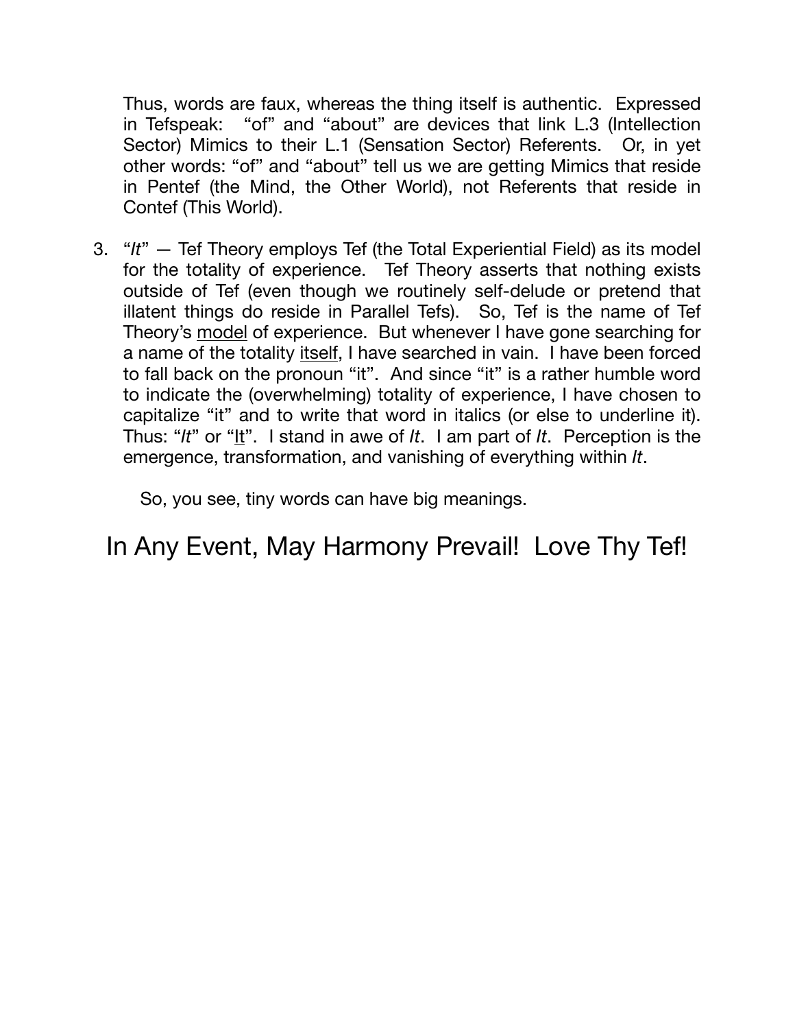Thus, words are faux, whereas the thing itself is authentic. Expressed in Tefspeak: "of" and "about" are devices that link L.3 (Intellection Sector) Mimics to their L.1 (Sensation Sector) Referents. Or, in yet other words: "of" and "about" tell us we are getting Mimics that reside in Pentef (the Mind, the Other World), not Referents that reside in Contef (This World).

3. "*It*" — Tef Theory employs Tef (the Total Experiential Field) as its model for the totality of experience. Tef Theory asserts that nothing exists outside of Tef (even though we routinely self-delude or pretend that illatent things do reside in Parallel Tefs). So, Tef is the name of Tef Theory's <u>model</u> of experience. But whenever I have gone searching for a name of the totality <u>itself</u>, I have searched in vain. I have been forced to fall back on the pronoun "it". And since "it" is a rather humble word to indicate the (overwhelming) totality of experience, I have chosen to capitalize "it" and to write that word in italics (or else to underline it). Thus: "*It*" or "<u>It</u>". I stand in awe of *It*. I am part of *It*. Perception is the emergence, transformation, and vanishing of everything within *It*.

   So, you see, tiny words can have big meanings.

## In Any Event, May Harmony Prevail! Love Thy Tef!